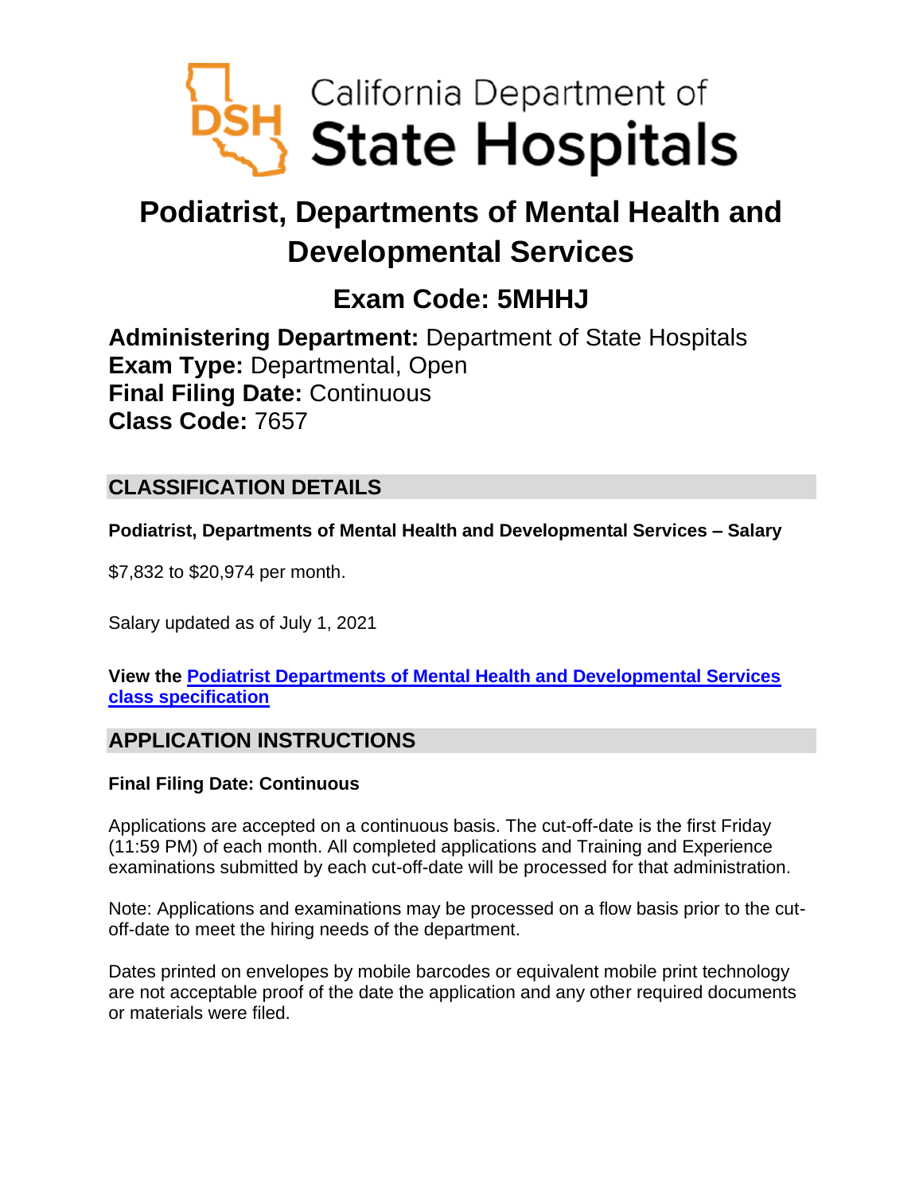California Department of
State Hospitals

# Podiatrist, Departments of Mental Health and Developmental Services

## Exam Code: 5MHHJ

**Administering Department:** Department of State Hospitals
**Exam Type:** Departmental, Open
**Final Filing Date:** Continuous
**Class Code:** 7657

## CLASSIFICATION DETAILS

**Podiatrist, Departments of Mental Health and Developmental Services – Salary**

$7,832 to $20,974 per month.

Salary updated as of July 1, 2021

**View the Podiatrist Departments of Mental Health and Developmental Services class specification**

## APPLICATION INSTRUCTIONS

**Final Filing Date: Continuous**

Applications are accepted on a continuous basis. The cut-off-date is the first Friday (11:59 PM) of each month. All completed applications and Training and Experience examinations submitted by each cut-off-date will be processed for that administration.

Note: Applications and examinations may be processed on a flow basis prior to the cut-off-date to meet the hiring needs of the department.

Dates printed on envelopes by mobile barcodes or equivalent mobile print technology are not acceptable proof of the date the application and any other required documents or materials were filed.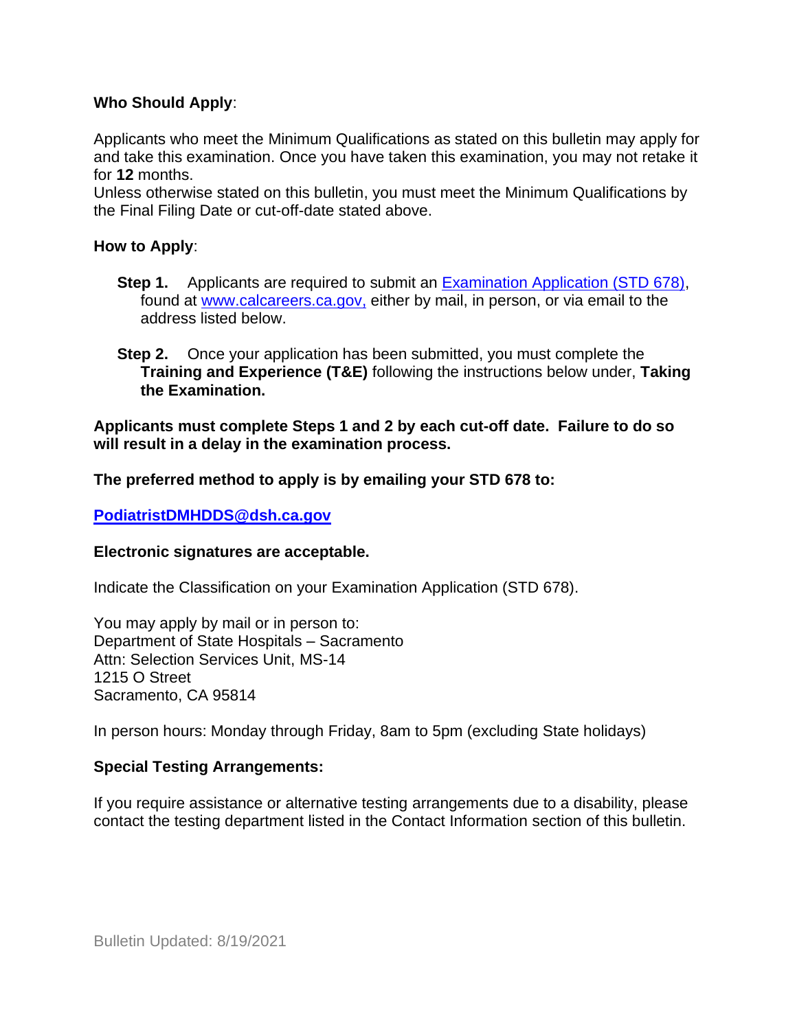**Who Should Apply**:

Applicants who meet the Minimum Qualifications as stated on this bulletin may apply for and take this examination. Once you have taken this examination, you may not retake it for **12** months.
Unless otherwise stated on this bulletin, you must meet the Minimum Qualifications by the Final Filing Date or cut-off-date stated above.

**How to Apply**:

**Step 1.** Applicants are required to submit an [Examination Application (STD 678)](), found at [www.calcareers.ca.gov,]() either by mail, in person, or via email to the address listed below.

**Step 2.** Once your application has been submitted, you must complete the **Training and Experience (T&E)** following the instructions below under, **Taking the Examination.**

**Applicants must complete Steps 1 and 2 by each cut-off date. Failure to do so will result in a delay in the examination process.**

**The preferred method to apply is by emailing your STD 678 to:**

**PodiatristDMHDDS@dsh.ca.gov**

**Electronic signatures are acceptable.**

Indicate the Classification on your Examination Application (STD 678).

You may apply by mail or in person to:
Department of State Hospitals – Sacramento
Attn: Selection Services Unit, MS-14
1215 O Street
Sacramento, CA 95814

In person hours: Monday through Friday, 8am to 5pm (excluding State holidays)

**Special Testing Arrangements:**

If you require assistance or alternative testing arrangements due to a disability, please contact the testing department listed in the Contact Information section of this bulletin.

Bulletin Updated: 8/19/2021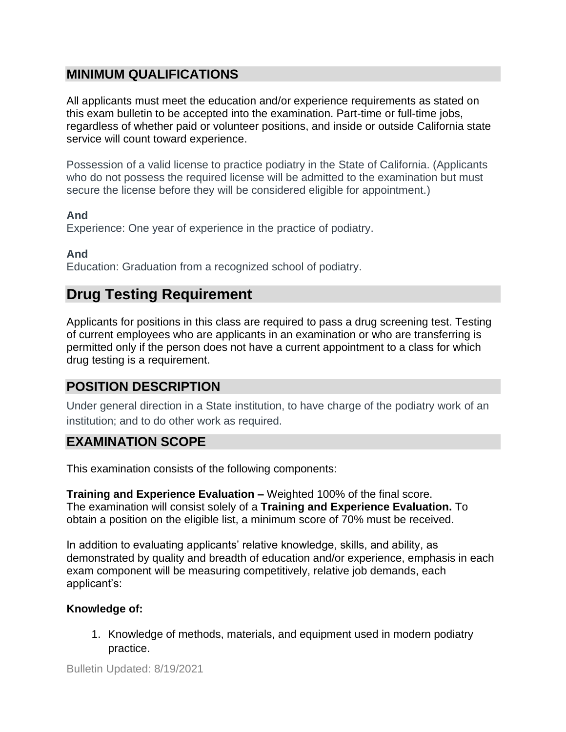## MINIMUM QUALIFICATIONS

All applicants must meet the education and/or experience requirements as stated on this exam bulletin to be accepted into the examination. Part-time or full-time jobs, regardless of whether paid or volunteer positions, and inside or outside California state service will count toward experience.

Possession of a valid license to practice podiatry in the State of California. (Applicants who do not possess the required license will be admitted to the examination but must secure the license before they will be considered eligible for appointment.)

**And**

Experience: One year of experience in the practice of podiatry.

**And**

Education: Graduation from a recognized school of podiatry.

## Drug Testing Requirement

Applicants for positions in this class are required to pass a drug screening test. Testing of current employees who are applicants in an examination or who are transferring is permitted only if the person does not have a current appointment to a class for which drug testing is a requirement.

## POSITION DESCRIPTION

Under general direction in a State institution, to have charge of the podiatry work of an institution; and to do other work as required.

## EXAMINATION SCOPE

This examination consists of the following components:

**Training and Experience Evaluation –** Weighted 100% of the final score.
The examination will consist solely of a **Training and Experience Evaluation.** To obtain a position on the eligible list, a minimum score of 70% must be received.

In addition to evaluating applicants' relative knowledge, skills, and ability, as demonstrated by quality and breadth of education and/or experience, emphasis in each exam component will be measuring competitively, relative job demands, each applicant's:

**Knowledge of:**

1. Knowledge of methods, materials, and equipment used in modern podiatry practice.

Bulletin Updated: 8/19/2021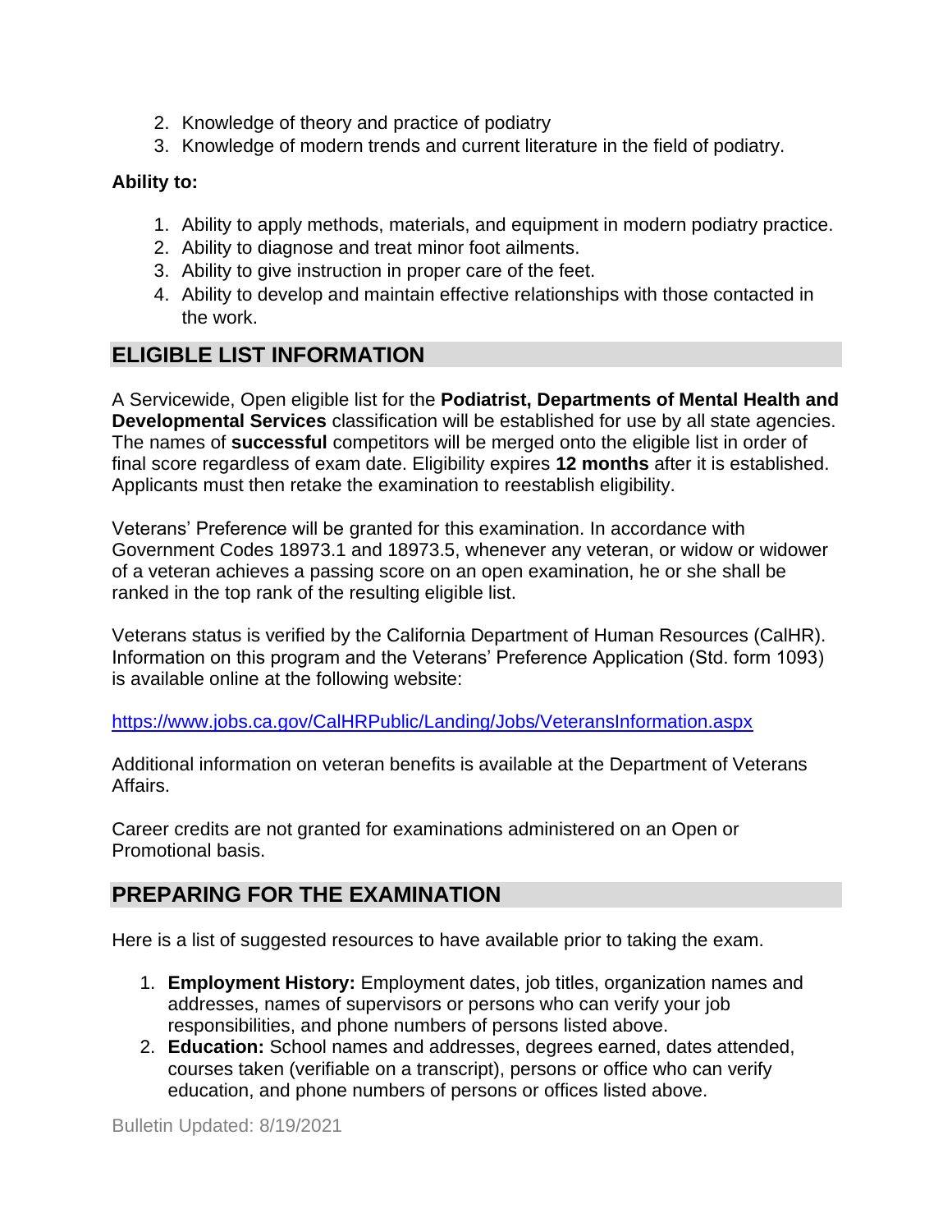2. Knowledge of theory and practice of podiatry
3. Knowledge of modern trends and current literature in the field of podiatry.

**Ability to:**

1. Ability to apply methods, materials, and equipment in modern podiatry practice.
2. Ability to diagnose and treat minor foot ailments.
3. Ability to give instruction in proper care of the feet.
4. Ability to develop and maintain effective relationships with those contacted in the work.

## ELIGIBLE LIST INFORMATION

A Servicewide, Open eligible list for the **Podiatrist, Departments of Mental Health and Developmental Services** classification will be established for use by all state agencies. The names of **successful** competitors will be merged onto the eligible list in order of final score regardless of exam date. Eligibility expires **12 months** after it is established. Applicants must then retake the examination to reestablish eligibility.

Veterans' Preference will be granted for this examination. In accordance with Government Codes 18973.1 and 18973.5, whenever any veteran, or widow or widower of a veteran achieves a passing score on an open examination, he or she shall be ranked in the top rank of the resulting eligible list.

Veterans status is verified by the California Department of Human Resources (CalHR). Information on this program and the Veterans' Preference Application (Std. form 1093) is available online at the following website:

https://www.jobs.ca.gov/CalHRPublic/Landing/Jobs/VeteransInformation.aspx

Additional information on veteran benefits is available at the Department of Veterans Affairs.

Career credits are not granted for examinations administered on an Open or Promotional basis.

## PREPARING FOR THE EXAMINATION

Here is a list of suggested resources to have available prior to taking the exam.

1. **Employment History:** Employment dates, job titles, organization names and addresses, names of supervisors or persons who can verify your job responsibilities, and phone numbers of persons listed above.
2. **Education:** School names and addresses, degrees earned, dates attended, courses taken (verifiable on a transcript), persons or office who can verify education, and phone numbers of persons or offices listed above.

Bulletin Updated: 8/19/2021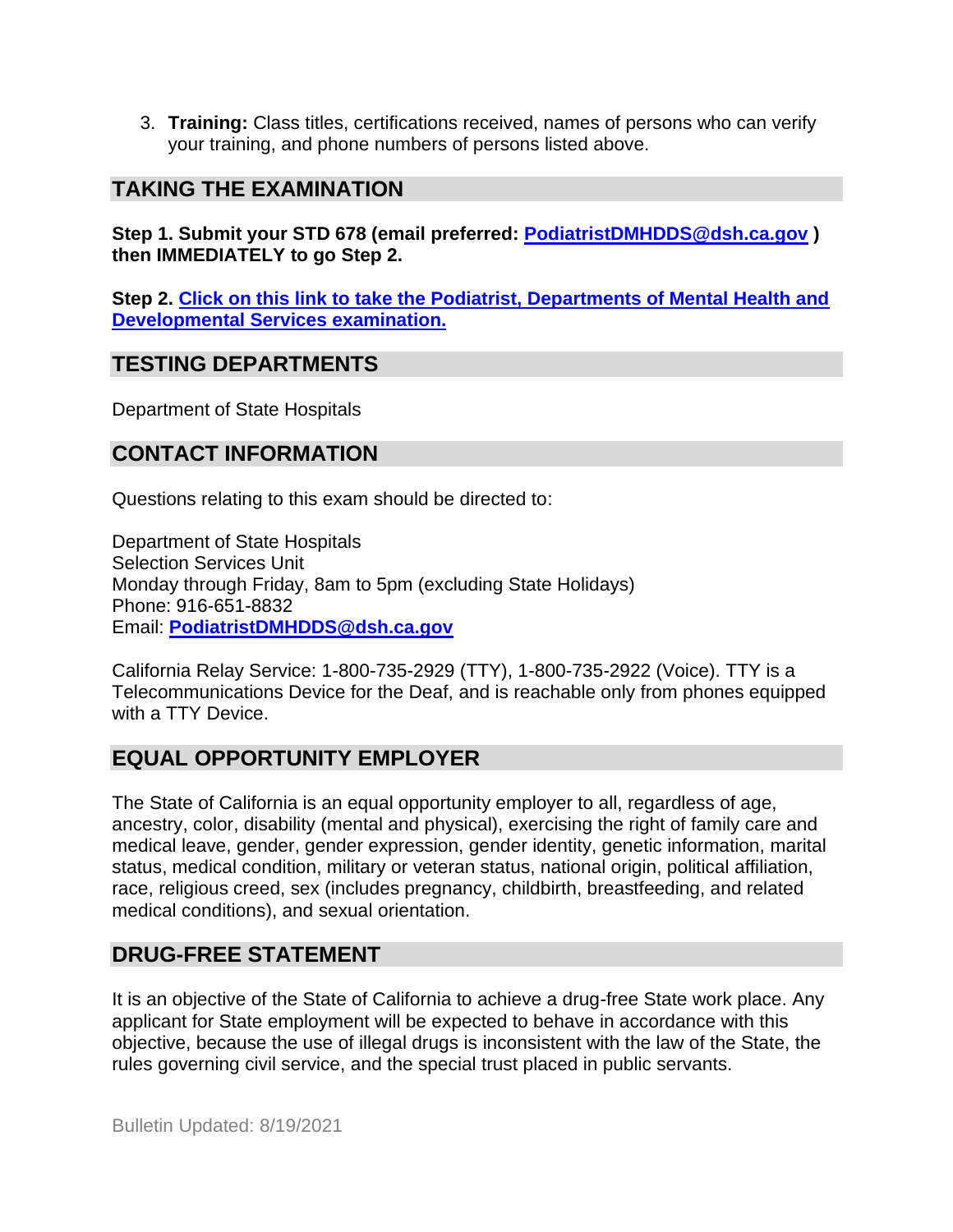3. **Training:** Class titles, certifications received, names of persons who can verify your training, and phone numbers of persons listed above.

## TAKING THE EXAMINATION

**Step 1. Submit your STD 678 (email preferred: [PodiatristDMHDDS@dsh.ca.gov](mailto:PodiatristDMHDDS@dsh.ca.gov) ) then IMMEDIATELY to go Step 2.**

**Step 2. [Click on this link to take the Podiatrist, Departments of Mental Health and Developmental Services examination.]()**

## TESTING DEPARTMENTS

Department of State Hospitals

## CONTACT INFORMATION

Questions relating to this exam should be directed to:

Department of State Hospitals
Selection Services Unit
Monday through Friday, 8am to 5pm (excluding State Holidays)
Phone: 916-651-8832
Email: **[PodiatristDMHDDS@dsh.ca.gov](mailto:PodiatristDMHDDS@dsh.ca.gov)**

California Relay Service: 1-800-735-2929 (TTY), 1-800-735-2922 (Voice). TTY is a Telecommunications Device for the Deaf, and is reachable only from phones equipped with a TTY Device.

## EQUAL OPPORTUNITY EMPLOYER

The State of California is an equal opportunity employer to all, regardless of age, ancestry, color, disability (mental and physical), exercising the right of family care and medical leave, gender, gender expression, gender identity, genetic information, marital status, medical condition, military or veteran status, national origin, political affiliation, race, religious creed, sex (includes pregnancy, childbirth, breastfeeding, and related medical conditions), and sexual orientation.

## DRUG-FREE STATEMENT

It is an objective of the State of California to achieve a drug-free State work place. Any applicant for State employment will be expected to behave in accordance with this objective, because the use of illegal drugs is inconsistent with the law of the State, the rules governing civil service, and the special trust placed in public servants.

Bulletin Updated: 8/19/2021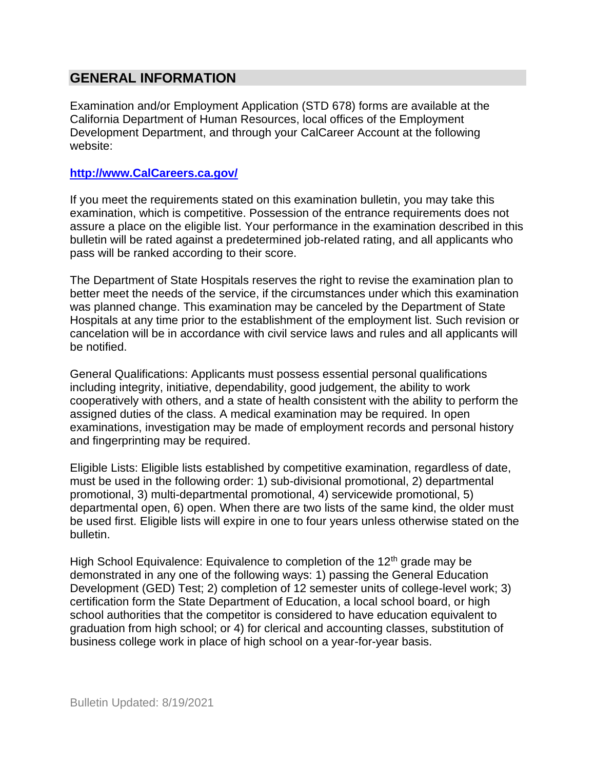## GENERAL INFORMATION

Examination and/or Employment Application (STD 678) forms are available at the California Department of Human Resources, local offices of the Employment Development Department, and through your CalCareer Account at the following website:

**http://www.CalCareers.ca.gov/**

If you meet the requirements stated on this examination bulletin, you may take this examination, which is competitive. Possession of the entrance requirements does not assure a place on the eligible list. Your performance in the examination described in this bulletin will be rated against a predetermined job-related rating, and all applicants who pass will be ranked according to their score.

The Department of State Hospitals reserves the right to revise the examination plan to better meet the needs of the service, if the circumstances under which this examination was planned change. This examination may be canceled by the Department of State Hospitals at any time prior to the establishment of the employment list. Such revision or cancelation will be in accordance with civil service laws and rules and all applicants will be notified.

General Qualifications: Applicants must possess essential personal qualifications including integrity, initiative, dependability, good judgement, the ability to work cooperatively with others, and a state of health consistent with the ability to perform the assigned duties of the class. A medical examination may be required. In open examinations, investigation may be made of employment records and personal history and fingerprinting may be required.

Eligible Lists: Eligible lists established by competitive examination, regardless of date, must be used in the following order: 1) sub-divisional promotional, 2) departmental promotional, 3) multi-departmental promotional, 4) servicewide promotional, 5) departmental open, 6) open. When there are two lists of the same kind, the older must be used first. Eligible lists will expire in one to four years unless otherwise stated on the bulletin.

High School Equivalence: Equivalence to completion of the 12th grade may be demonstrated in any one of the following ways: 1) passing the General Education Development (GED) Test; 2) completion of 12 semester units of college-level work; 3) certification form the State Department of Education, a local school board, or high school authorities that the competitor is considered to have education equivalent to graduation from high school; or 4) for clerical and accounting classes, substitution of business college work in place of high school on a year-for-year basis.

Bulletin Updated: 8/19/2021